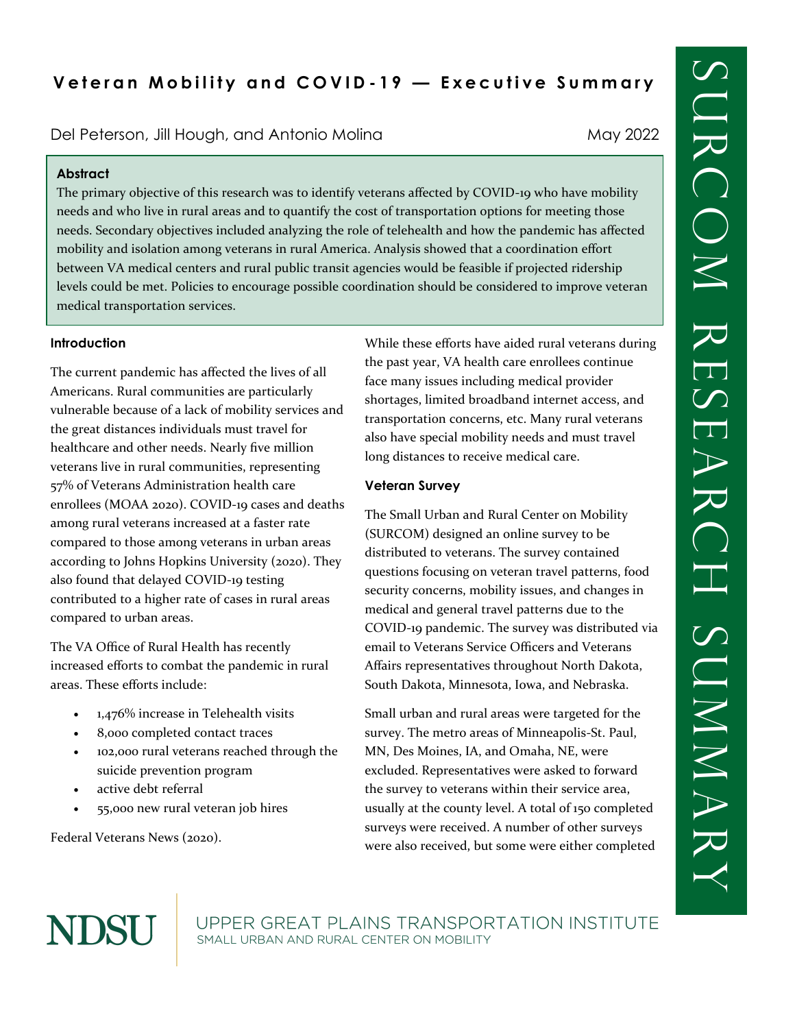# Veteran Mobility and COVID-19 — Executive Summary

Del Peterson, Jill Hough, and Antonio Molina

May 2022

**Abstract**

The primary objective of this research was to identify veterans affected by COVID-19 who have mobility needs and who live in rural areas and to quantify the cost of transportation options for meeting those needs. Secondary objectives included analyzing the role of telehealth and how the pandemic has affected mobility and isolation among veterans in rural America. Analysis showed that a coordination effort between VA medical centers and rural public transit agencies would be feasible if projected ridership levels could be met. Policies to encourage possible coordination should be considered to improve veteran medical transportation services.

### Introduction

The current pandemic has affected the lives of all Americans. Rural communities are particularly vulnerable because of a lack of mobility services and the great distances individuals must travel for healthcare and other needs. Nearly five million veterans live in rural communities, representing 57% of Veterans Administration health care enrollees (MOAA 2020). COVID-19 cases and deaths among rural veterans increased at a faster rate compared to those among veterans in urban areas according to Johns Hopkins University (2020). They also found that delayed COVID-19 testing contributed to a higher rate of cases in rural areas compared to urban areas.

The VA Office of Rural Health has recently increased efforts to combat the pandemic in rural areas. These efforts include:

- 1,476% increase in Telehealth visits
- 8,000 completed contact traces
- 102,000 rural veterans reached through the suicide prevention program
- active debt referral
- 55,000 new rural veteran job hires

Federal Veterans News (2020).

While these efforts have aided rural veterans during the past year, VA health care enrollees continue face many issues including medical provider shortages, limited broadband internet access, and transportation concerns, etc. Many rural veterans also have special mobility needs and must travel long distances to receive medical care.

### Veteran Survey

The Small Urban and Rural Center on Mobility (SURCOM) designed an online survey to be distributed to veterans. The survey contained questions focusing on veteran travel patterns, food security concerns, mobility issues, and changes in medical and general travel patterns due to the COVID-19 pandemic. The survey was distributed via email to Veterans Service Officers and Veterans Affairs representatives throughout North Dakota, South Dakota, Minnesota, Iowa, and Nebraska.

Small urban and rural areas were targeted for the survey. The metro areas of Minneapolis-St. Paul, MN, Des Moines, IA, and Omaha, NE, were excluded. Representatives were asked to forward the survey to veterans within their service area, usually at the county level. A total of 150 completed surveys were received. A number of other surveys were also received, but some were either completed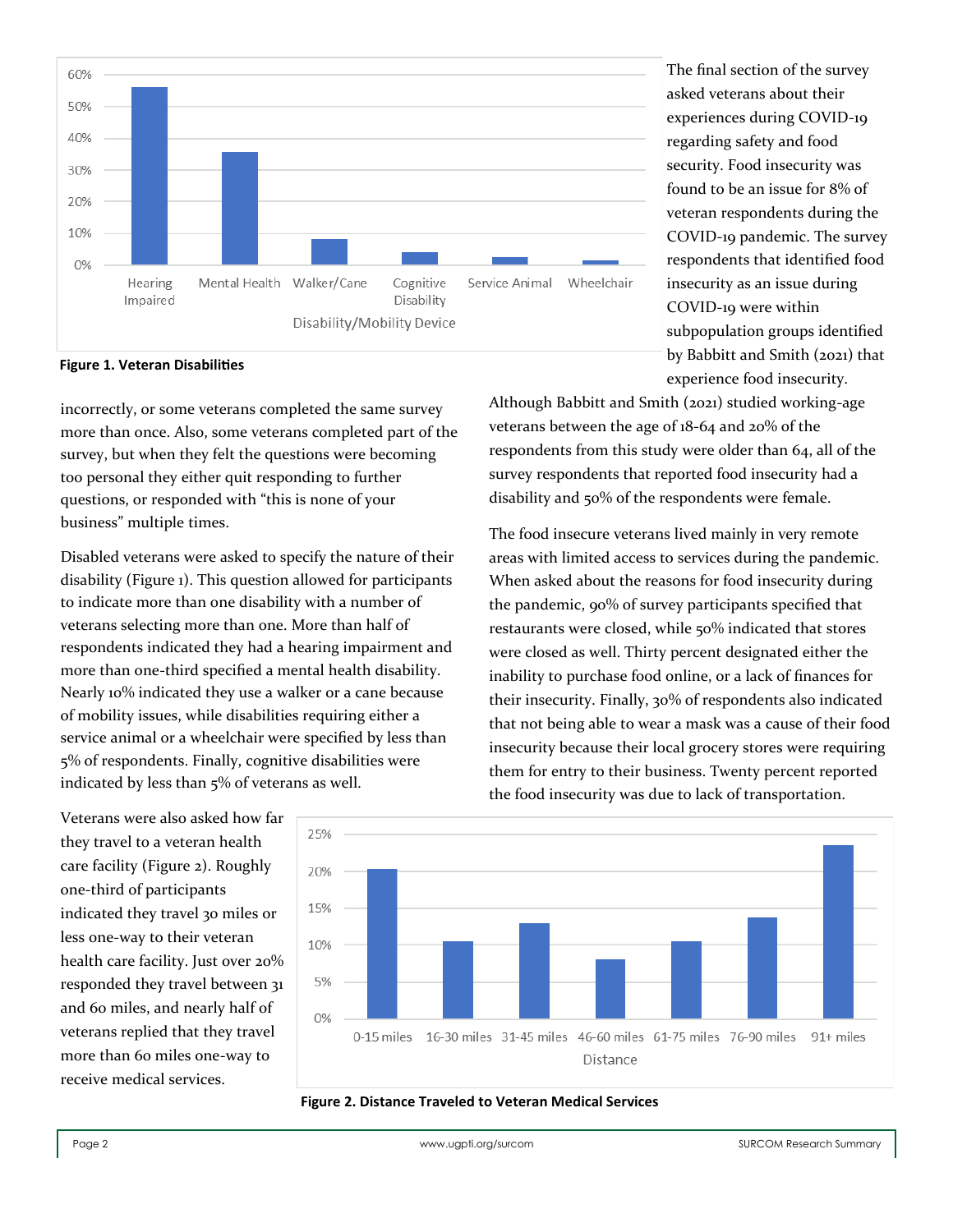Figure 1. Veteran Disabilities

incorrectly, or some veterans completed the same survey more than once. Also, some veterans completed part of the survey, but when they felt the questions were becoming too personal they either quit responding to further questions, or responded with “this is none of your business” multiple times.

Disabled veterans were asked to specify the nature of their disability (Figure 1). This question allowed for participants to indicate more than one disability with a number of veterans selecting more than one. More than half of respondents indicated they had a hearing impairment and more than one-third specified a mental health disability. Nearly 10% indicated they use a walker or a cane because of mobility issues, while disabilities requiring either a service animal or a wheelchair were specified by less than 5% of respondents. Finally, cognitive disabilities were indicated by less than 5% of veterans as well.

Veterans were also asked how far they travel to a veteran health care facility (Figure 2). Roughly one-third of participants indicated they travel 30 miles or less one-way to their veteran health care facility. Just over 20% responded they travel between 31 and 60 miles, and nearly half of veterans replied that they travel more than 60 miles one-way to receive medical services.

Figure 2. Distance Traveled to Veteran Medical Services

The final section of the survey asked veterans about their experiences during COVID-19 regarding safety and food security. Food insecurity was found to be an issue for 8% of veteran respondents during the COVID-19 pandemic. The survey respondents that identified food insecurity as an issue during COVID-19 were within subpopulation groups identified by Babbitt and Smith (2021) that experience food insecurity. Although Babbitt and Smith (2021) studied working-age veterans between the age of 18-64 and 20% of the respondents from this study were older than 64, all of the survey respondents that reported food insecurity had a disability and 50% of the respondents were female.

The food insecure veterans lived mainly in very remote areas with limited access to services during the pandemic. When asked about the reasons for food insecurity during the pandemic, 90% of survey participants specified that restaurants were closed, while 50% indicated that stores were closed as well. Thirty percent designated either the inability to purchase food online, or a lack of finances for their insecurity. Finally, 30% of respondents also indicated that not being able to wear a mask was a cause of their food insecurity because their local grocery stores were requiring them for entry to their business. Twenty percent reported the food insecurity was due to lack of transportation.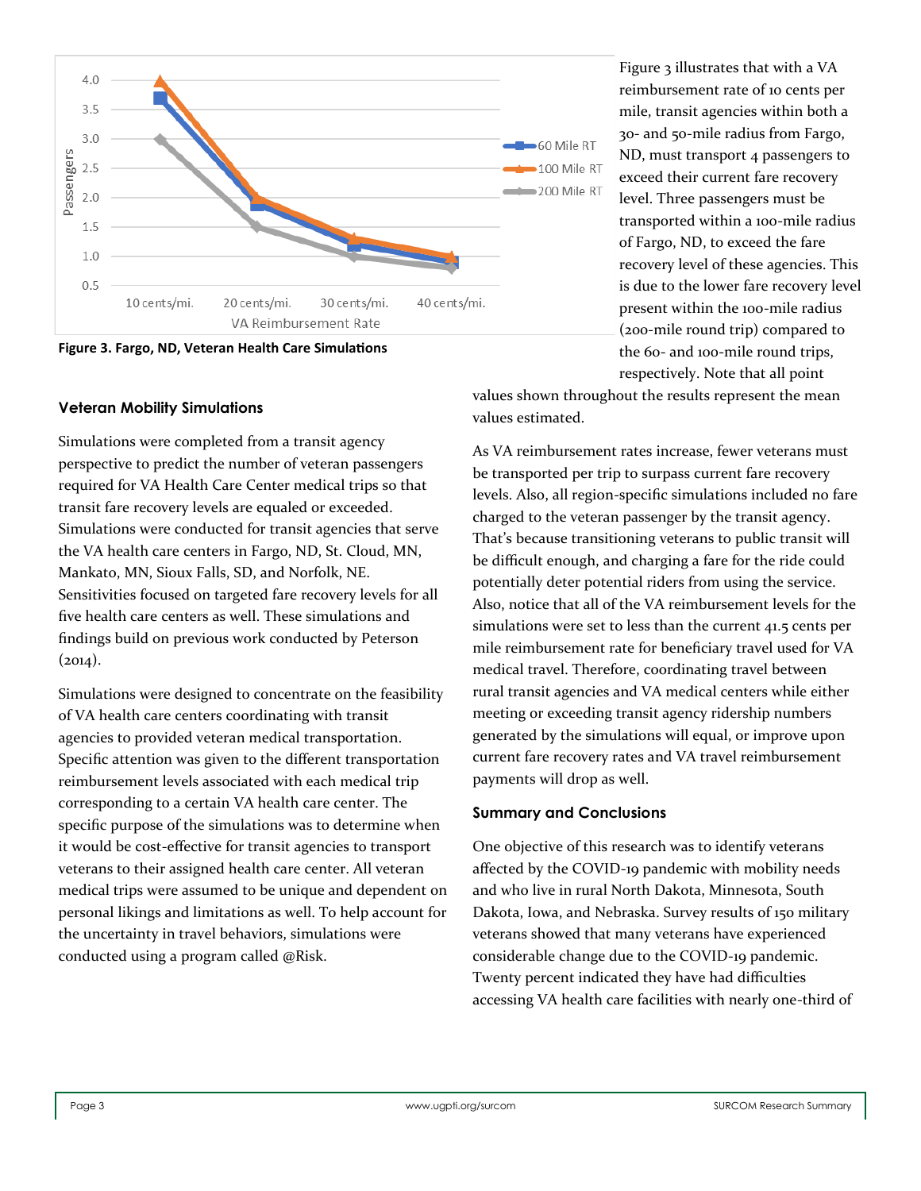Figure 3. Fargo, ND, Veteran Health Care Simulations

Figure 3 illustrates that with a VA reimbursement rate of 10 cents per mile, transit agencies within both a 30- and 50-mile radius from Fargo, ND, must transport 4 passengers to exceed their current fare recovery level. Three passengers must be transported within a 100-mile radius of Fargo, ND, to exceed the fare recovery level of these agencies. This is due to the lower fare recovery level present within the 100-mile radius (200-mile round trip) compared to the 60- and 100-mile round trips, respectively. Note that all point values shown throughout the results represent the mean values estimated.

As VA reimbursement rates increase, fewer veterans must be transported per trip to surpass current fare recovery levels. Also, all region-specific simulations included no fare charged to the veteran passenger by the transit agency. That's because transitioning veterans to public transit will be difficult enough, and charging a fare for the ride could potentially deter potential riders from using the service. Also, notice that all of the VA reimbursement levels for the simulations were set to less than the current 41.5 cents per mile reimbursement rate for beneficiary travel used for VA medical travel. Therefore, coordinating travel between rural transit agencies and VA medical centers while either meeting or exceeding transit agency ridership numbers generated by the simulations will equal, or improve upon current fare recovery rates and VA travel reimbursement payments will drop as well.

## Veteran Mobility Simulations

Simulations were completed from a transit agency perspective to predict the number of veteran passengers required for VA Health Care Center medical trips so that transit fare recovery levels are equaled or exceeded. Simulations were conducted for transit agencies that serve the VA health care centers in Fargo, ND, St. Cloud, MN, Mankato, MN, Sioux Falls, SD, and Norfolk, NE. Sensitivities focused on targeted fare recovery levels for all five health care centers as well. These simulations and findings build on previous work conducted by Peterson (2014).

Simulations were designed to concentrate on the feasibility of VA health care centers coordinating with transit agencies to provided veteran medical transportation. Specific attention was given to the different transportation reimbursement levels associated with each medical trip corresponding to a certain VA health care center. The specific purpose of the simulations was to determine when it would be cost-effective for transit agencies to transport veterans to their assigned health care center. All veteran medical trips were assumed to be unique and dependent on personal likings and limitations as well. To help account for the uncertainty in travel behaviors, simulations were conducted using a program called @Risk.

## Summary and Conclusions

One objective of this research was to identify veterans affected by the COVID-19 pandemic with mobility needs and who live in rural North Dakota, Minnesota, South Dakota, Iowa, and Nebraska. Survey results of 150 military veterans showed that many veterans have experienced considerable change due to the COVID-19 pandemic. Twenty percent indicated they have had difficulties accessing VA health care facilities with nearly one-third of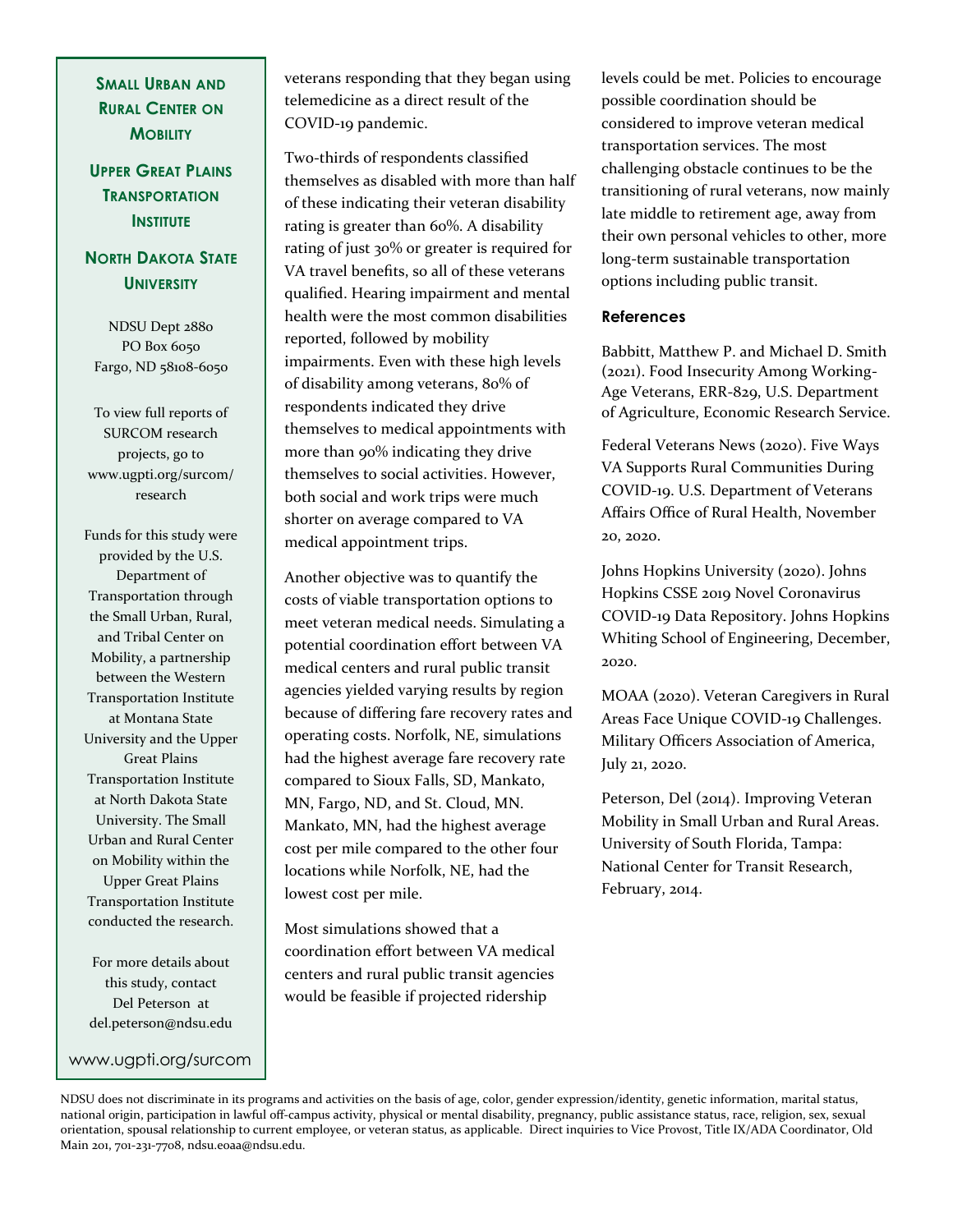**Small Urban and Rural Center on Mobility**

**Upper Great Plains Transportation Institute**

**North Dakota State University**

NDSU Dept 2880
PO Box 6050
Fargo, ND 58108-6050

To view full reports of SURCOM research projects, go to www.ugpti.org/surcom/research

Funds for this study were provided by the U.S. Department of Transportation through the Small Urban, Rural, and Tribal Center on Mobility, a partnership between the Western Transportation Institute at Montana State University and the Upper Great Plains Transportation Institute at North Dakota State University. The Small Urban and Rural Center on Mobility within the Upper Great Plains Transportation Institute conducted the research.

For more details about this study, contact Del Peterson at del.peterson@ndsu.edu

www.ugpti.org/surcom

veterans responding that they began using telemedicine as a direct result of the COVID-19 pandemic.

Two-thirds of respondents classified themselves as disabled with more than half of these indicating their veteran disability rating is greater than 60%. A disability rating of just 30% or greater is required for VA travel benefits, so all of these veterans qualified. Hearing impairment and mental health were the most common disabilities reported, followed by mobility impairments. Even with these high levels of disability among veterans, 80% of respondents indicated they drive themselves to medical appointments with more than 90% indicating they drive themselves to social activities. However, both social and work trips were much shorter on average compared to VA medical appointment trips.

Another objective was to quantify the costs of viable transportation options to meet veteran medical needs. Simulating a potential coordination effort between VA medical centers and rural public transit agencies yielded varying results by region because of differing fare recovery rates and operating costs. Norfolk, NE, simulations had the highest average fare recovery rate compared to Sioux Falls, SD, Mankato, MN, Fargo, ND, and St. Cloud, MN. Mankato, MN, had the highest average cost per mile compared to the other four locations while Norfolk, NE, had the lowest cost per mile.

Most simulations showed that a coordination effort between VA medical centers and rural public transit agencies would be feasible if projected ridership levels could be met. Policies to encourage possible coordination should be considered to improve veteran medical transportation services. The most challenging obstacle continues to be the transitioning of rural veterans, now mainly late middle to retirement age, away from their own personal vehicles to other, more long-term sustainable transportation options including public transit.

### References

Babbitt, Matthew P. and Michael D. Smith (2021). Food Insecurity Among Working-Age Veterans, ERR-829, U.S. Department of Agriculture, Economic Research Service.

Federal Veterans News (2020). Five Ways VA Supports Rural Communities During COVID-19. U.S. Department of Veterans Affairs Office of Rural Health, November 20, 2020.

Johns Hopkins University (2020). Johns Hopkins CSSE 2019 Novel Coronavirus COVID-19 Data Repository. Johns Hopkins Whiting School of Engineering, December, 2020.

MOAA (2020). Veteran Caregivers in Rural Areas Face Unique COVID-19 Challenges. Military Officers Association of America, July 21, 2020.

Peterson, Del (2014). Improving Veteran Mobility in Small Urban and Rural Areas. University of South Florida, Tampa: National Center for Transit Research, February, 2014.

NDSU does not discriminate in its programs and activities on the basis of age, color, gender expression/identity, genetic information, marital status, national origin, participation in lawful off-campus activity, physical or mental disability, pregnancy, public assistance status, race, religion, sex, sexual orientation, spousal relationship to current employee, or veteran status, as applicable. Direct inquiries to Vice Provost, Title IX/ADA Coordinator, Old Main 201, 701-231-7708, ndsu.eoaa@ndsu.edu.